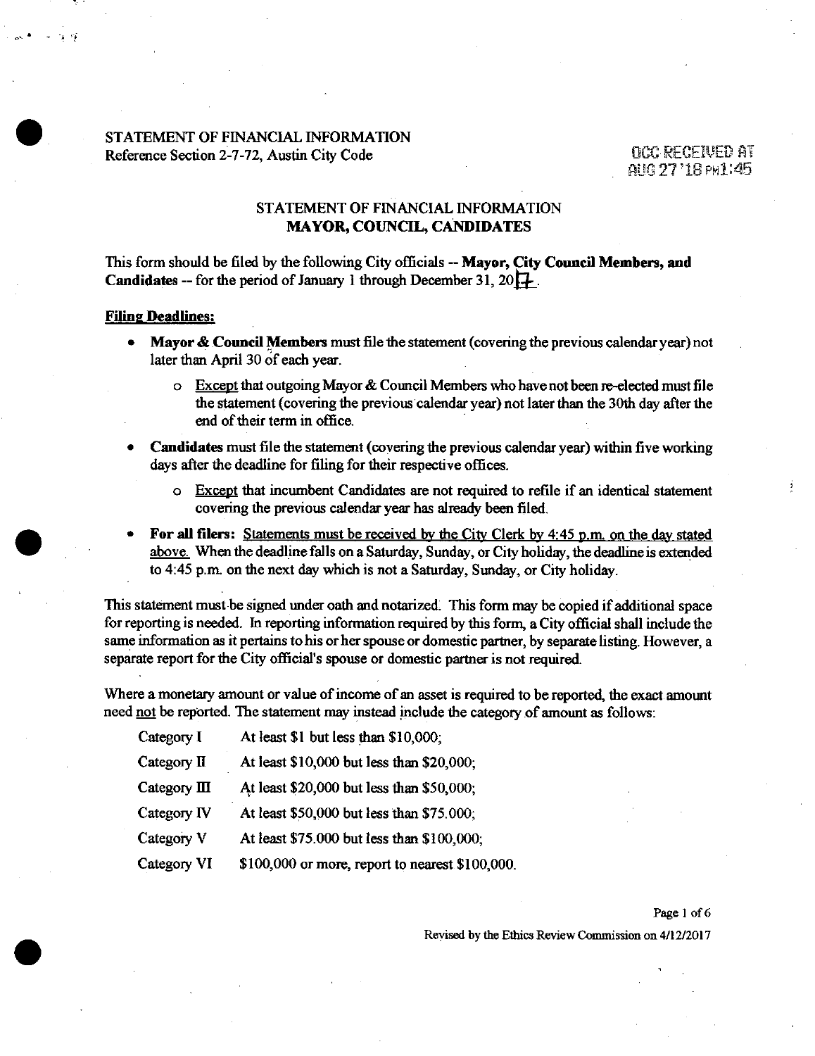STATEMENT OF FINANCIAL INFORMATION
Reference Section 2-7-72, Austin City Code

OCC RECEIVED AT
AUG 27 '18 PM1:45

## STATEMENT OF FINANCIAL INFORMATION
## MAYOR, COUNCIL, CANDIDATES

This form should be filed by the following City officials -- **Mayor, City Council Members, and Candidates** -- for the period of January 1 through December 31, 2017.

**Filing Deadlines:**

- **Mayor & Council Members** must file the statement (covering the previous calendar year) not later than April 30 of each year.
  - Except that outgoing Mayor & Council Members who have not been re-elected must file the statement (covering the previous calendar year) not later than the 30th day after the end of their term in office.
- **Candidates** must file the statement (covering the previous calendar year) within five working days after the deadline for filing for their respective offices.
  - Except that incumbent Candidates are not required to refile if an identical statement covering the previous calendar year has already been filed.
- **For all filers:** Statements must be received by the City Clerk by 4:45 p.m. on the day stated above. When the deadline falls on a Saturday, Sunday, or City holiday, the deadline is extended to 4:45 p.m. on the next day which is not a Saturday, Sunday, or City holiday.

This statement must be signed under oath and notarized. This form may be copied if additional space for reporting is needed. In reporting information required by this form, a City official shall include the same information as it pertains to his or her spouse or domestic partner, by separate listing. However, a separate report for the City official's spouse or domestic partner is not required.

Where a monetary amount or value of income of an asset is required to be reported, the exact amount need not be reported. The statement may instead include the category of amount as follows:

| Category | Amount |
|---|---|
| Category I | At least $1 but less than $10,000; |
| Category II | At least $10,000 but less than $20,000; |
| Category III | At least $20,000 but less than $50,000; |
| Category IV | At least $50,000 but less than $75.000; |
| Category V | At least $75.000 but less than $100,000; |
| Category VI | $100,000 or more, report to nearest $100,000. |

Revised by the Ethics Review Commission on 4/12/2017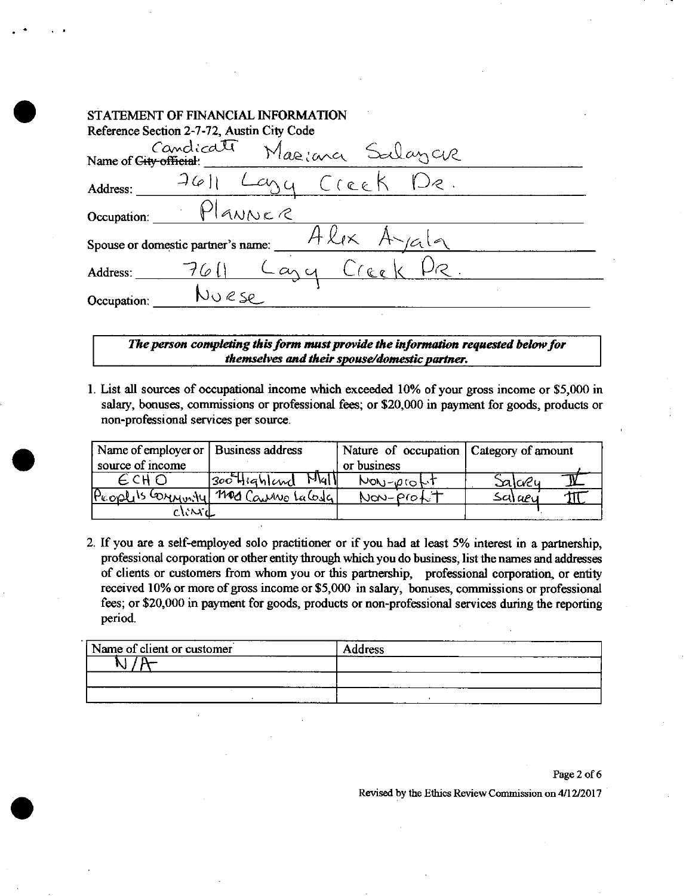## STATEMENT OF FINANCIAL INFORMATION

Reference Section 2-7-72, Austin City Code

Name of ~~City official~~ Candidate: Mariana Salazar

Address: 7611 Lazy Creek Dr.

Occupation: Planner

Spouse or domestic partner's name: Alex Ayala

Address: 7611 Lazy Creek Dr.

Occupation: Nurse

***The person completing this form must provide the information requested below for themselves and their spouse/domestic partner.***

1. List all sources of occupational income which exceeded 10% of your gross income or $5,000 in salary, bonuses, commissions or professional fees; or $20,000 in payment for goods, products or non-professional services per source.

| Name of employer or source of income | Business address | Nature of occupation or business | Category of amount |
|---|---|---|---|
| ECHO | 300 Highland Mall | Non-profit | Salary IV |
| People's Community Clinic | 1101 Camino La Costa | Non-profit | Salary III |

2. If you are a self-employed solo practitioner or if you had at least 5% interest in a partnership, professional corporation or other entity through which you do business, list the names and addresses of clients or customers from whom you or this partnership, professional corporation, or entity received 10% or more of gross income or $5,000 in salary, bonuses, commissions or professional fees; or $20,000 in payment for goods, products or non-professional services during the reporting period.

| Name of client or customer | Address |
|---|---|
| N/A | |
| | |
| | |

Revised by the Ethics Review Commission on 4/12/2017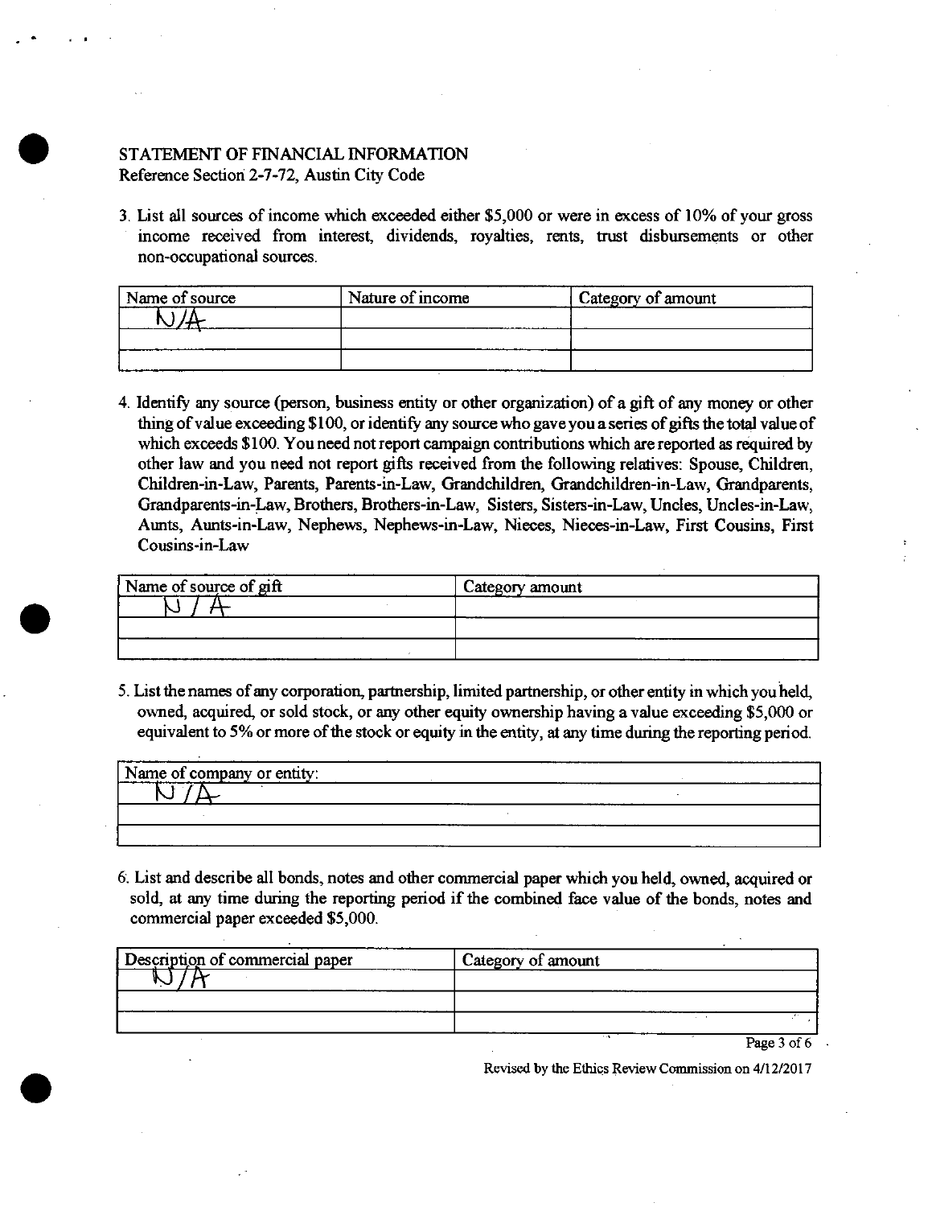STATEMENT OF FINANCIAL INFORMATION
Reference Section 2-7-72, Austin City Code

3. List all sources of income which exceeded either $5,000 or were in excess of 10% of your gross income received from interest, dividends, royalties, rents, trust disbursements or other non-occupational sources.

| Name of source | Nature of income | Category of amount |
|---|---|---|
| N/A | | |
| | | |
| | | |

4. Identify any source (person, business entity or other organization) of a gift of any money or other thing of value exceeding $100, or identify any source who gave you a series of gifts the total value of which exceeds $100. You need not report campaign contributions which are reported as required by other law and you need not report gifts received from the following relatives: Spouse, Children, Children-in-Law, Parents, Parents-in-Law, Grandchildren, Grandchildren-in-Law, Grandparents, Grandparents-in-Law, Brothers, Brothers-in-Law, Sisters, Sisters-in-Law, Uncles, Uncles-in-Law, Aunts, Aunts-in-Law, Nephews, Nephews-in-Law, Nieces, Nieces-in-Law, First Cousins, First Cousins-in-Law

| Name of source of gift | Category amount |
|---|---|
| N / A | |
| | |
| | |

5. List the names of any corporation, partnership, limited partnership, or other entity in which you held, owned, acquired, or sold stock, or any other equity ownership having a value exceeding $5,000 or equivalent to 5% or more of the stock or equity in the entity, at any time during the reporting period.

| Name of company or entity: |
|---|
| N / A |
| |
| |

6. List and describe all bonds, notes and other commercial paper which you held, owned, acquired or sold, at any time during the reporting period if the combined face value of the bonds, notes and commercial paper exceeded $5,000.

| Description of commercial paper | Category of amount |
|---|---|
| N / A | |
| | |
| | |

Revised by the Ethics Review Commission on 4/12/2017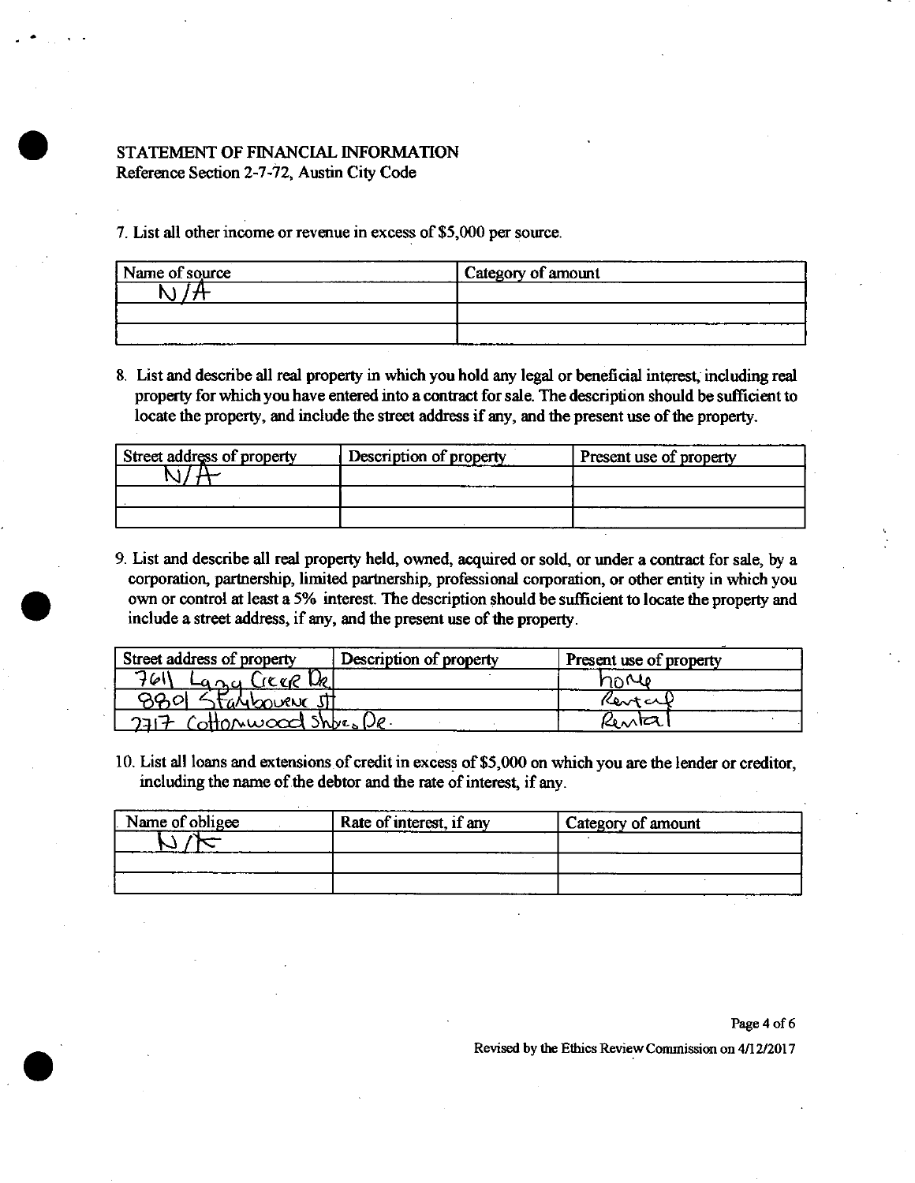**STATEMENT OF FINANCIAL INFORMATION**
Reference Section 2-7-72, Austin City Code

7. List all other income or revenue in excess of $5,000 per source.

| Name of source | Category of amount |
|---|---|
| N/A | |
| | |
| | |

8. List and describe all real property in which you hold any legal or beneficial interest, including real property for which you have entered into a contract for sale. The description should be sufficient to locate the property, and include the street address if any, and the present use of the property.

| Street address of property | Description of property | Present use of property |
|---|---|---|
| N/A | | |
| | | |
| | | |

9. List and describe all real property held, owned, acquired or sold, or under a contract for sale, by a corporation, partnership, limited partnership, professional corporation, or other entity in which you own or control at least a 5% interest. The description should be sufficient to locate the property and include a street address, if any, and the present use of the property.

| Street address of property | Description of property | Present use of property |
|---|---|---|
| 7611 Lazy Creek Dr | | home |
| 8801 Stanbourne St | | Rental |
| 7717 Cottonwood Shores Dr. | | Rental |

10. List all loans and extensions of credit in excess of $5,000 on which you are the lender or creditor, including the name of the debtor and the rate of interest, if any.

| Name of obligee | Rate of interest, if any | Category of amount |
|---|---|---|
| N/A | | |
| | | |
| | | |

Revised by the Ethics Review Commission on 4/12/2017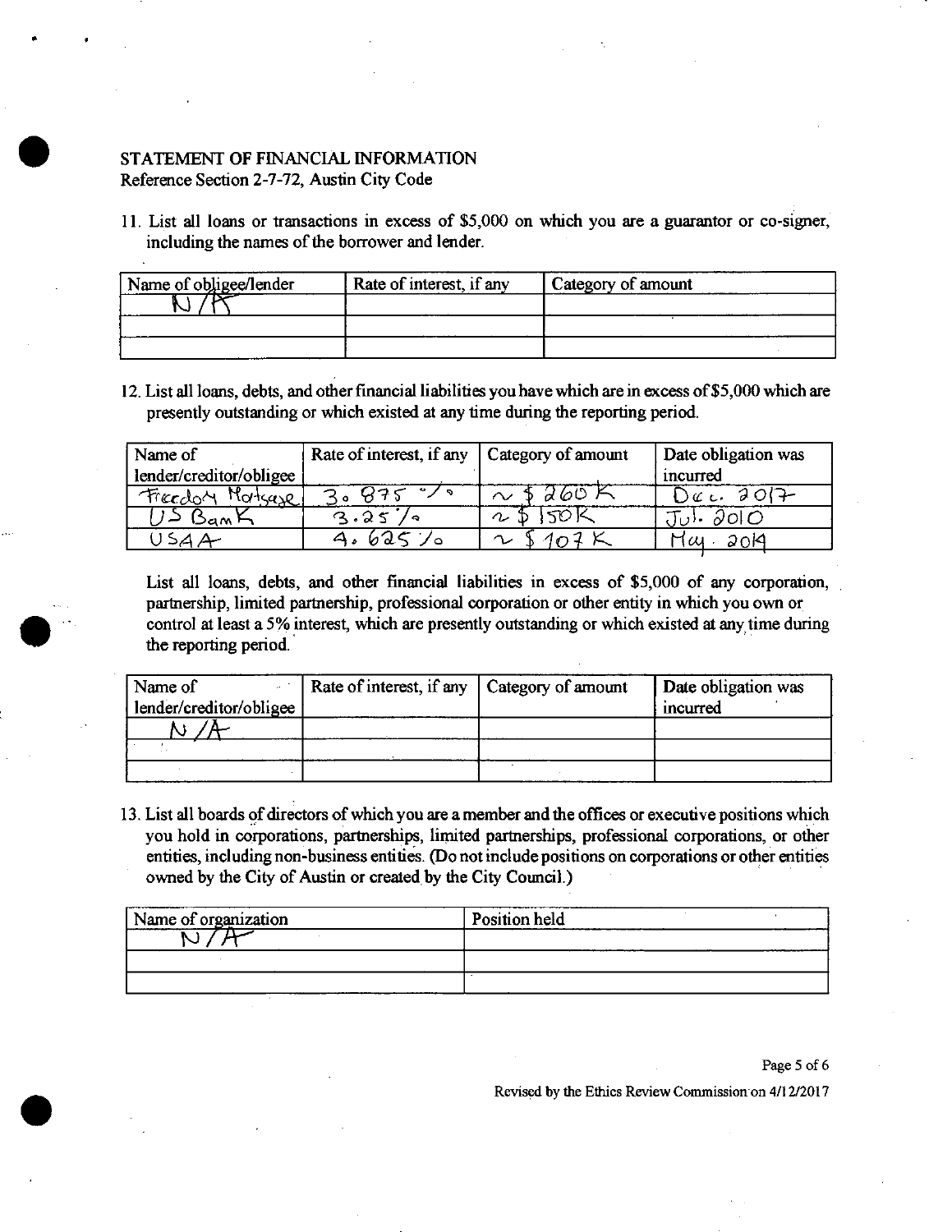## STATEMENT OF FINANCIAL INFORMATION

Reference Section 2-7-72, Austin City Code

11. List all loans or transactions in excess of $5,000 on which you are a guarantor or co-signer, including the names of the borrower and lender.

| Name of obligee/lender | Rate of interest, if any | Category of amount |
|---|---|---|
| N/A | | |
| | | |
| | | |

12. List all loans, debts, and other financial liabilities you have which are in excess of $5,000 which are presently outstanding or which existed at any time during the reporting period.

| Name of lender/creditor/obligee | Rate of interest, if any | Category of amount | Date obligation was incurred |
|---|---|---|---|
| Freedom Mortgage | 3.875 % | ~ $260K | Dec. 2017 |
| US Bank | 3.25 % | ~ $150K | Jul. 2010 |
| USAA | 4.625 % | ~ $107K | May. 2014 |

List all loans, debts, and other financial liabilities in excess of $5,000 of any corporation, partnership, limited partnership, professional corporation or other entity in which you own or control at least a 5% interest, which are presently outstanding or which existed at any time during the reporting period.

| Name of lender/creditor/obligee | Rate of interest, if any | Category of amount | Date obligation was incurred |
|---|---|---|---|
| N/A | | | |
| | | | |
| | | | |

13. List all boards of directors of which you are a member and the offices or executive positions which you hold in corporations, partnerships, limited partnerships, professional corporations, or other entities, including non-business entities. (Do not include positions on corporations or other entities owned by the City of Austin or created by the City Council.)

| Name of organization | Position held |
|---|---|
| N/A | |
| | |
| | |

Revised by the Ethics Review Commission on 4/12/2017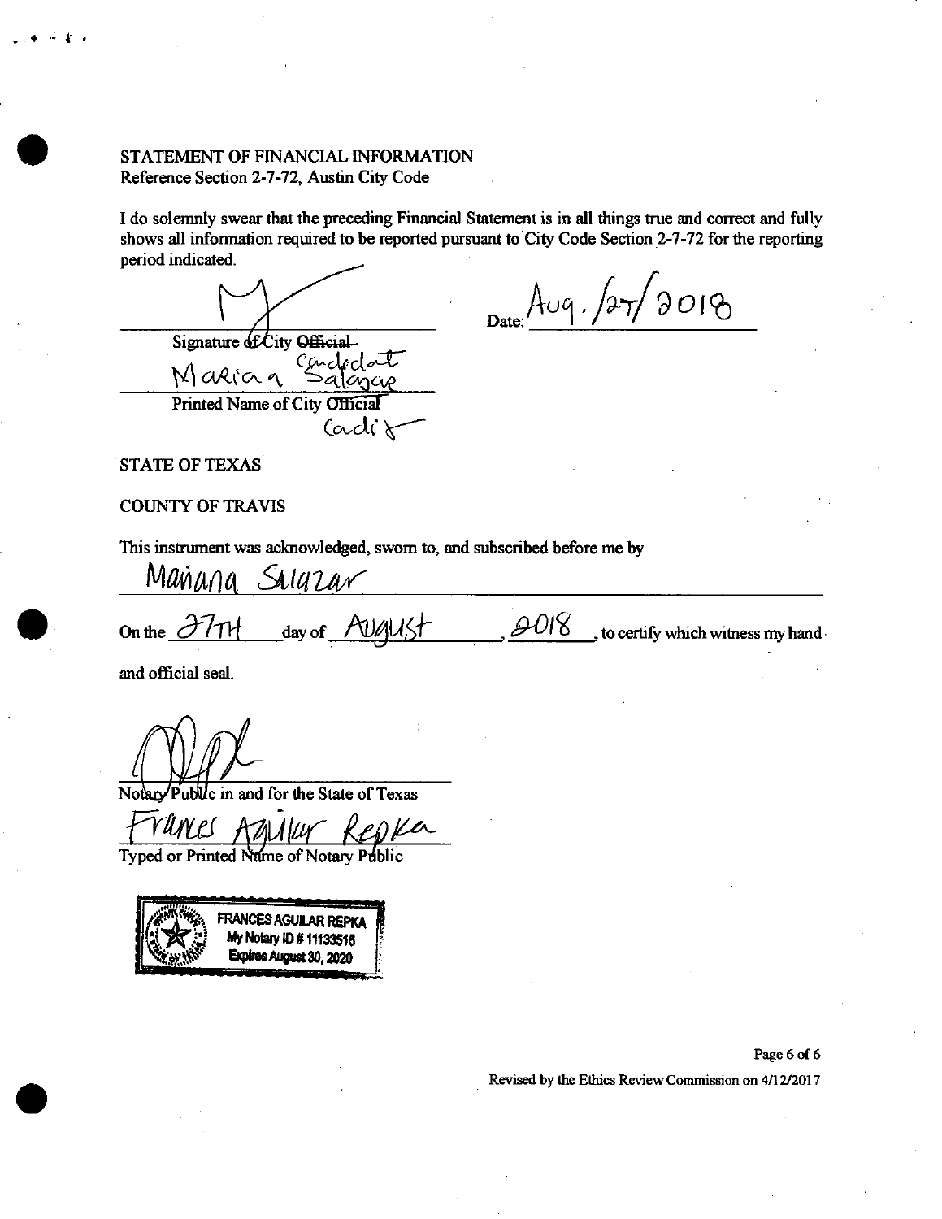STATEMENT OF FINANCIAL INFORMATION
Reference Section 2-7-72, Austin City Code

I do solemnly swear that the preceding Financial Statement is in all things true and correct and fully shows all information required to be reported pursuant to City Code Section 2-7-72 for the reporting period indicated.

Signature of City ~~Official~~ Candidate

Date: Aug. /27/ 2018

Mariana Salazar

Printed Name of City ~~Official~~ Candidate

STATE OF TEXAS

COUNTY OF TRAVIS

This instrument was acknowledged, sworn to, and subscribed before me by

Mariana Salazar

On the 27TH day of August, 2018, to certify which witness my hand and official seal.

Notary Public in and for the State of Texas

Frances Aguilar Repka

Typed or Printed Name of Notary Public

FRANCES AGUILAR REPKA
My Notary ID # 11133515
Expires August 30, 2020

Revised by the Ethics Review Commission on 4/12/2017